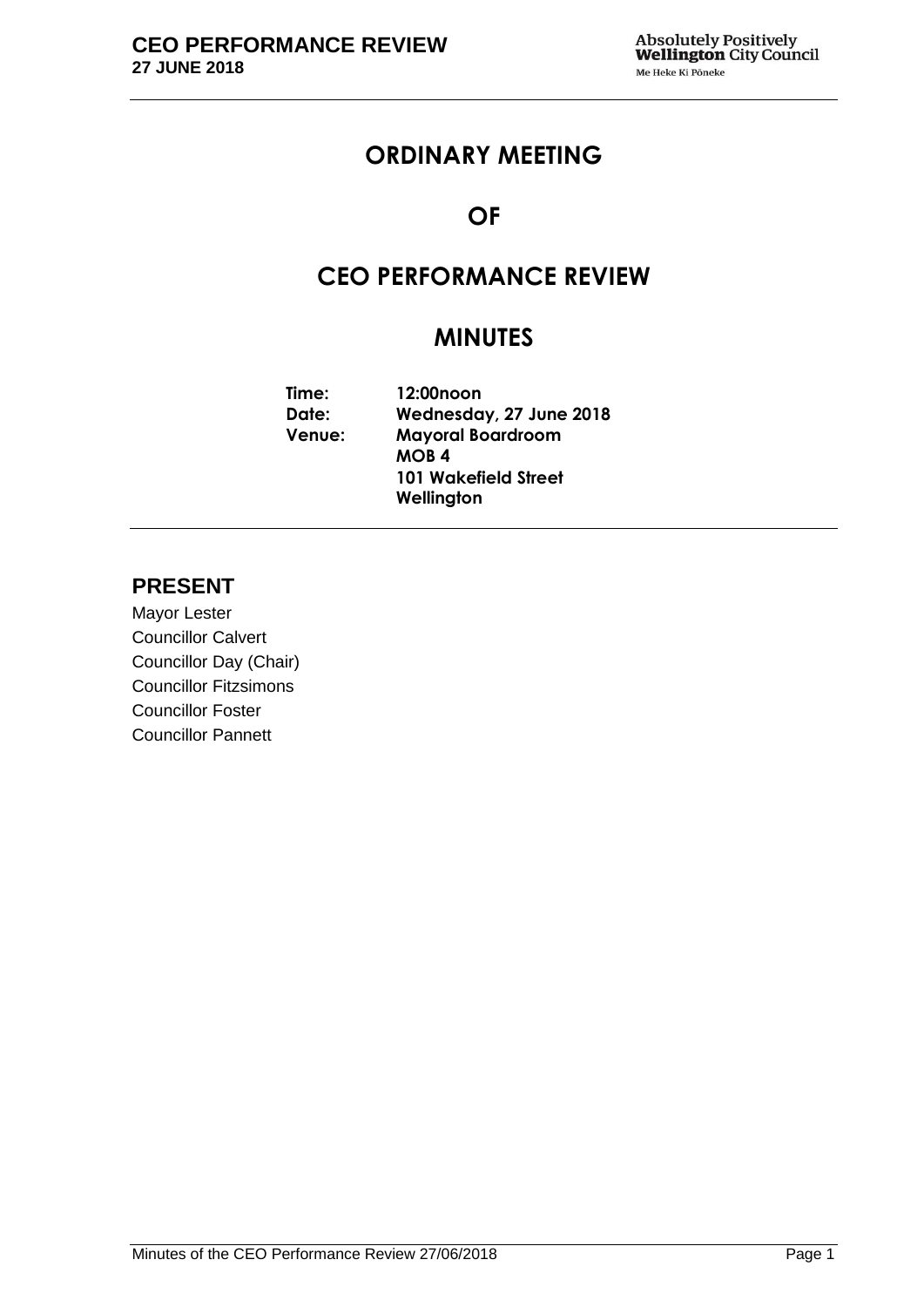# ORDINARY MEETING

# OF

# CEO PERFORMANCE REVIEW

# MINUTES

**Time:** 12:00noon
**Date:** Wednesday, 27 June 2018
**Venue:** Mayoral Boardroom
MOB 4
101 Wakefield Street
Wellington

## PRESENT

Mayor Lester
Councillor Calvert
Councillor Day (Chair)
Councillor Fitzsimons
Councillor Foster
Councillor Pannett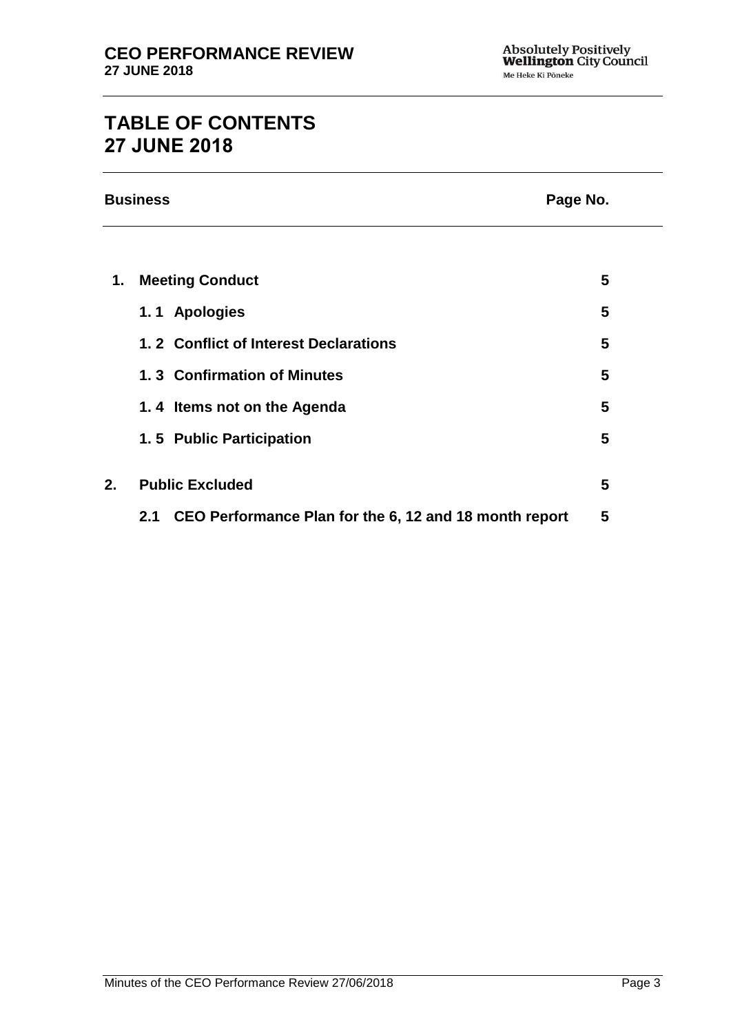# TABLE OF CONTENTS
# 27 JUNE 2018

| Business | | Page No. |
| --- | --- | --- |
| **1.** | **Meeting Conduct** | **5** |
| | **1. 1 Apologies** | **5** |
| | **1. 2 Conflict of Interest Declarations** | **5** |
| | **1. 3 Confirmation of Minutes** | **5** |
| | **1. 4 Items not on the Agenda** | **5** |
| | **1. 5 Public Participation** | **5** |
| **2.** | **Public Excluded** | **5** |
| | **2.1 CEO Performance Plan for the 6, 12 and 18 month report** | **5** |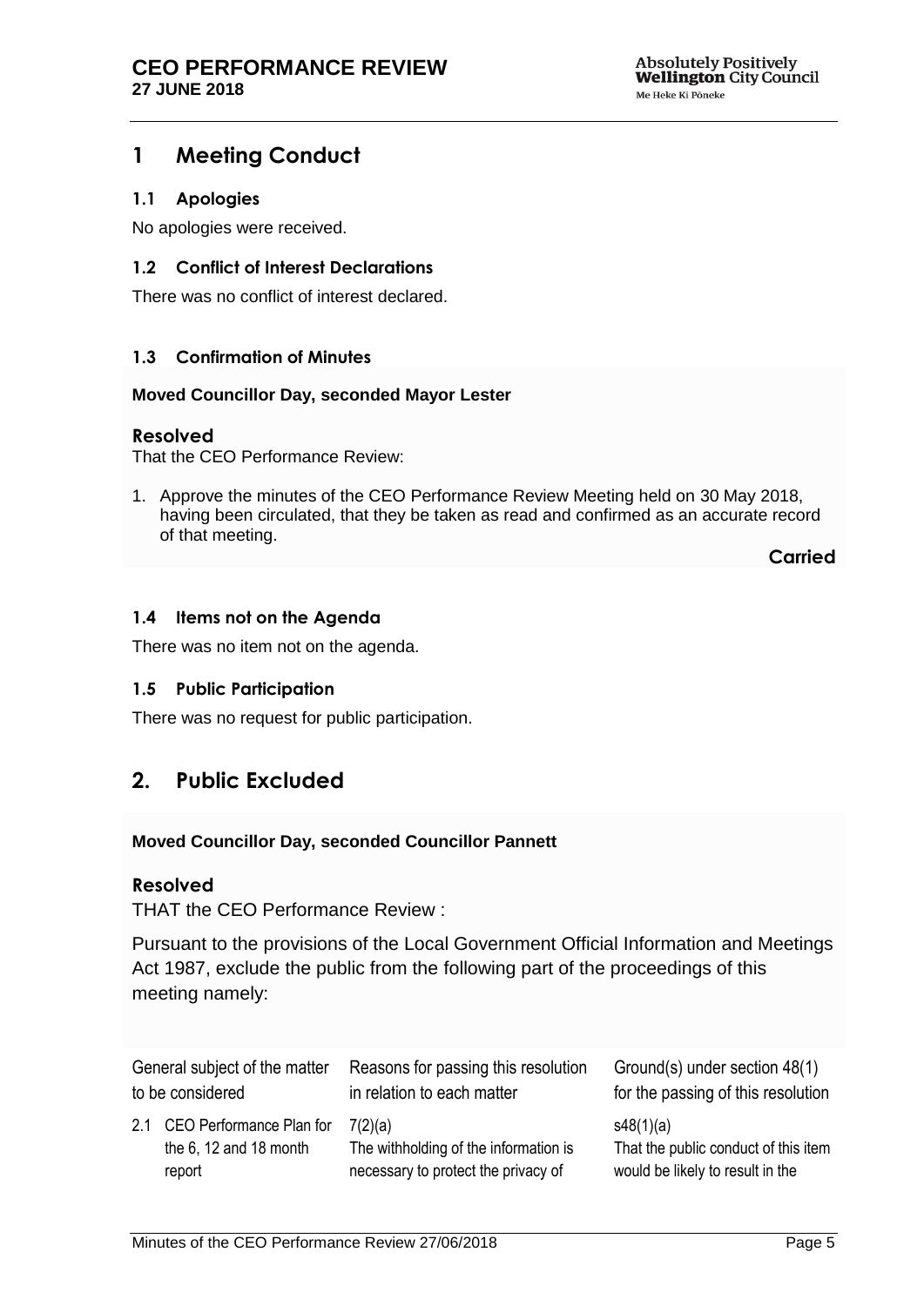# 1 Meeting Conduct

## 1.1 Apologies

No apologies were received.

## 1.2 Conflict of Interest Declarations

There was no conflict of interest declared.

## 1.3 Confirmation of Minutes

**Moved Councillor Day, seconded Mayor Lester**

### Resolved

That the CEO Performance Review:

1. Approve the minutes of the CEO Performance Review Meeting held on 30 May 2018, having been circulated, that they be taken as read and confirmed as an accurate record of that meeting.

**Carried**

## 1.4 Items not on the Agenda

There was no item not on the agenda.

## 1.5 Public Participation

There was no request for public participation.

# 2. Public Excluded

**Moved Councillor Day, seconded Councillor Pannett**

### Resolved

THAT the CEO Performance Review :

Pursuant to the provisions of the Local Government Official Information and Meetings Act 1987, exclude the public from the following part of the proceedings of this meeting namely:

| General subject of the matter to be considered | Reasons for passing this resolution in relation to each matter | Ground(s) under section 48(1) for the passing of this resolution |
|---|---|---|
| 2.1 CEO Performance Plan for the 6, 12 and 18 month report | 7(2)(a)<br>The withholding of the information is necessary to protect the privacy of | s48(1)(a)<br>That the public conduct of this item would be likely to result in the |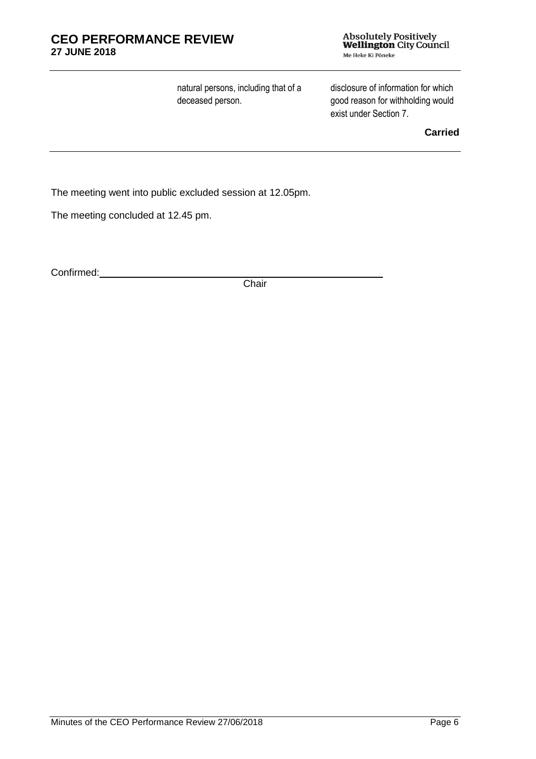| | | |
|---|---|---|
| | natural persons, including that of a deceased person. | disclosure of information for which good reason for withholding would exist under Section 7. |

**Carried**

The meeting went into public excluded session at 12.05pm.

The meeting concluded at 12.45 pm.

Confirmed: ______________________________

Chair